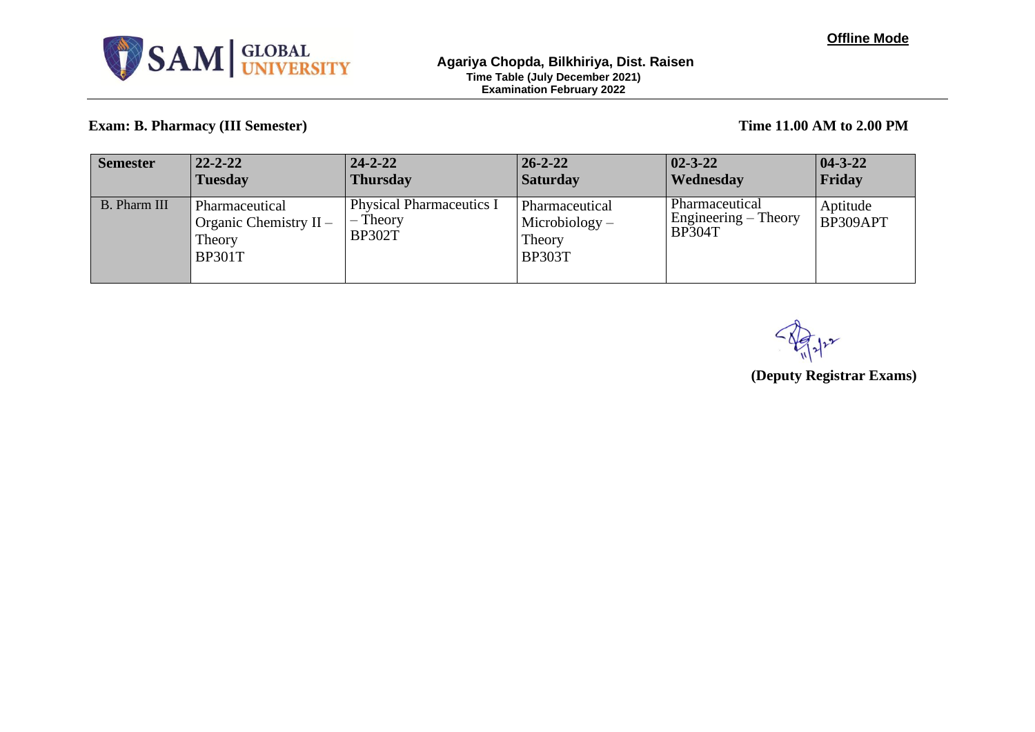**Offline Mode**

SAM GLOBAL UNIVERSITY

**Agariya Chopda, Bilkhiriya, Dist. Raisen**
**Time Table (July December 2021)**
**Examination February 2022**

**Exam: B. Pharmacy (III Semester)** **Time 11.00 AM to 2.00 PM**

| **Semester** | **22-2-22 Tuesday** | **24-2-22 Thursday** | **26-2-22 Saturday** | **02-3-22 Wednesday** | **04-3-22 Friday** |
|---|---|---|---|---|---|
| B. Pharm III | Pharmaceutical Organic Chemistry II – Theory BP301T | Physical Pharmaceutics I – Theory BP302T | Pharmaceutical Microbiology – Theory BP303T | Pharmaceutical Engineering – Theory BP304T | Aptitude BP309APT |

11/2/22

**(Deputy Registrar Exams)**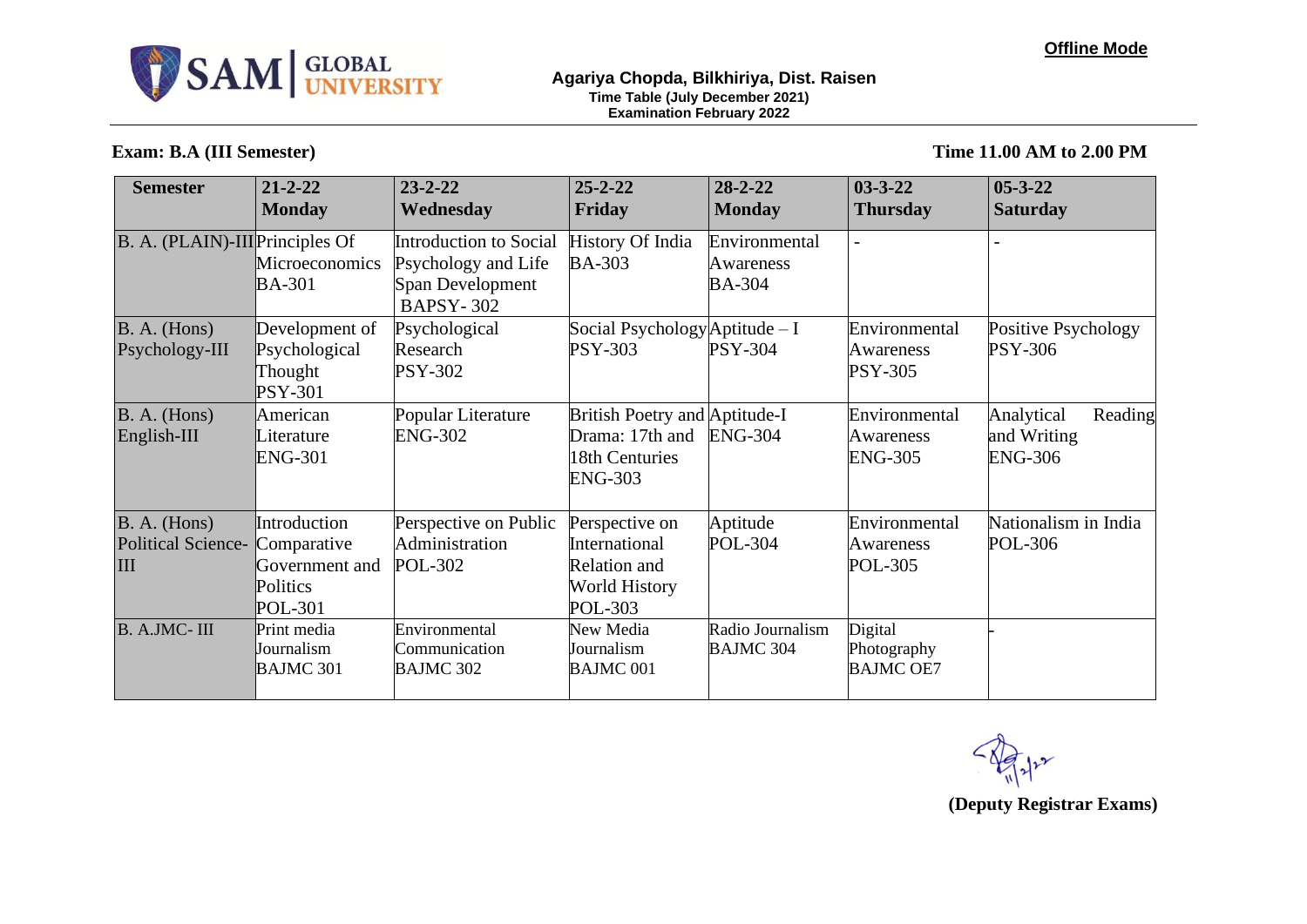**Offline Mode**

SAM GLOBAL UNIVERSITY

**Agariya Chopda, Bilkhiriya, Dist. Raisen**
**Time Table (July December 2021)**
**Examination February 2022**

**Exam: B.A (III Semester)** **Time 11.00 AM to 2.00 PM**

| Semester | 21-2-22 Monday | 23-2-22 Wednesday | 25-2-22 Friday | 28-2-22 Monday | 03-3-22 Thursday | 05-3-22 Saturday |
|---|---|---|---|---|---|---|
| B. A. (PLAIN)-III | Principles Of Microeconomics BA-301 | Introduction to Social Psychology and Life Span Development BAPSY- 302 | History Of India BA-303 | Environmental Awareness BA-304 | - | - |
| B. A. (Hons) Psychology-III | Development of Psychological Thought PSY-301 | Psychological Research PSY-302 | Social Psychology PSY-303 | Aptitude – I PSY-304 | Environmental Awareness PSY-305 | Positive Psychology PSY-306 |
| B. A. (Hons) English-III | American Literature ENG-301 | Popular Literature ENG-302 | British Poetry and Drama: 17th and 18th Centuries ENG-303 | Aptitude-I ENG-304 | Environmental Awareness ENG-305 | Analytical Reading and Writing ENG-306 |
| B. A. (Hons) Political Science-III | Introduction Comparative Government and Politics POL-301 | Perspective on Public Administration POL-302 | Perspective on International Relation and World History POL-303 | Aptitude POL-304 | Environmental Awareness POL-305 | Nationalism in India POL-306 |
| B. A.JMC- III | Print media Journalism BAJMC 301 | Environmental Communication BAJMC 302 | New Media Journalism BAJMC 001 | Radio Journalism BAJMC 304 | Digital Photography BAJMC OE7 | - |

**(Deputy Registrar Exams)**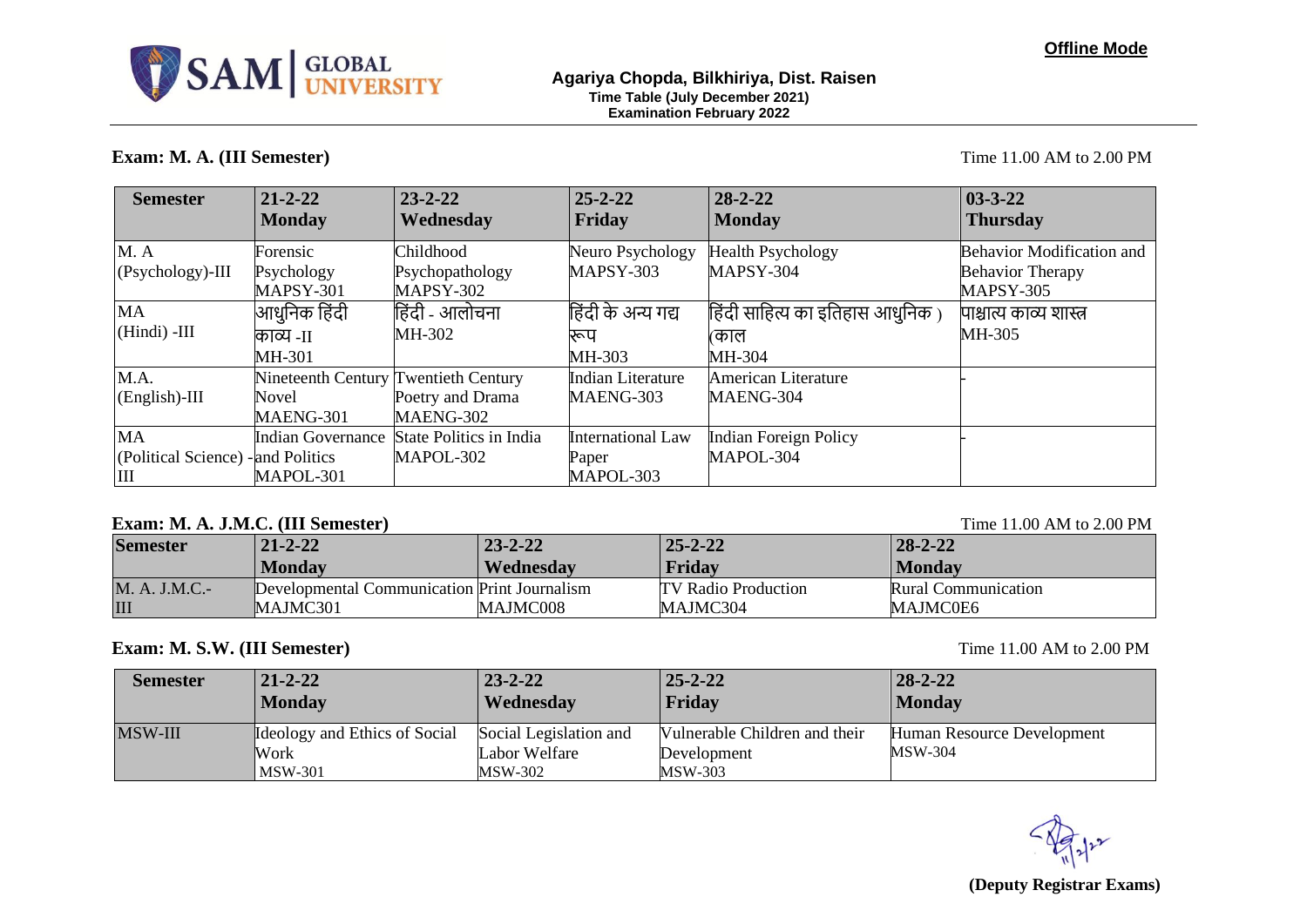**Offline Mode**

SAM GLOBAL UNIVERSITY

**Agariya Chopda, Bilkhiriya, Dist. Raisen**
**Time Table (July December 2021)**
**Examination February 2022**

### Exam: M. A. (III Semester)

Time 11.00 AM to 2.00 PM

| Semester | 21-2-22 Monday | 23-2-22 Wednesday | 25-2-22 Friday | 28-2-22 Monday | 03-3-22 Thursday |
|---|---|---|---|---|---|
| M. A (Psychology)-III | Forensic Psychology MAPSY-301 | Childhood Psychopathology MAPSY-302 | Neuro Psychology MAPSY-303 | Health Psychology MAPSY-304 | Behavior Modification and Behavior Therapy MAPSY-305 |
| MA (Hindi) -III | आधुनिक हिंदी काव्य -II MH-301 | हिंदी - आलोचना MH-302 | हिंदी के अन्य गद्य रूप MH-303 | हिंदी साहित्य का इतिहास आधुनिक ) (काल MH-304 | पाश्चात्य काव्य शास्त्र MH-305 |
| M.A. (English)-III | Nineteenth Century Novel MAENG-301 | Twentieth Century Poetry and Drama MAENG-302 | Indian Literature MAENG-303 | American Literature MAENG-304 | - |
| MA (Political Science) -III | Indian Governance and Politics MAPOL-301 | State Politics in India MAPOL-302 | International Law Paper MAPOL-303 | Indian Foreign Policy MAPOL-304 | - |

### Exam: M. A. J.M.C. (III Semester)

Time 11.00 AM to 2.00 PM

| Semester | 21-2-22 Monday | 23-2-22 Wednesday | 25-2-22 Friday | 28-2-22 Monday |
|---|---|---|---|---|
| M. A. J.M.C.-III | Developmental Communication MAJMC301 | Print Journalism MAJMC008 | TV Radio Production MAJMC304 | Rural Communication MAJMC0E6 |

### Exam: M. S.W. (III Semester)

Time 11.00 AM to 2.00 PM

| Semester | 21-2-22 Monday | 23-2-22 Wednesday | 25-2-22 Friday | 28-2-22 Monday |
|---|---|---|---|---|
| MSW-III | Ideology and Ethics of Social Work MSW-301 | Social Legislation and Labor Welfare MSW-302 | Vulnerable Children and their Development MSW-303 | Human Resource Development MSW-304 |

**(Deputy Registrar Exams)**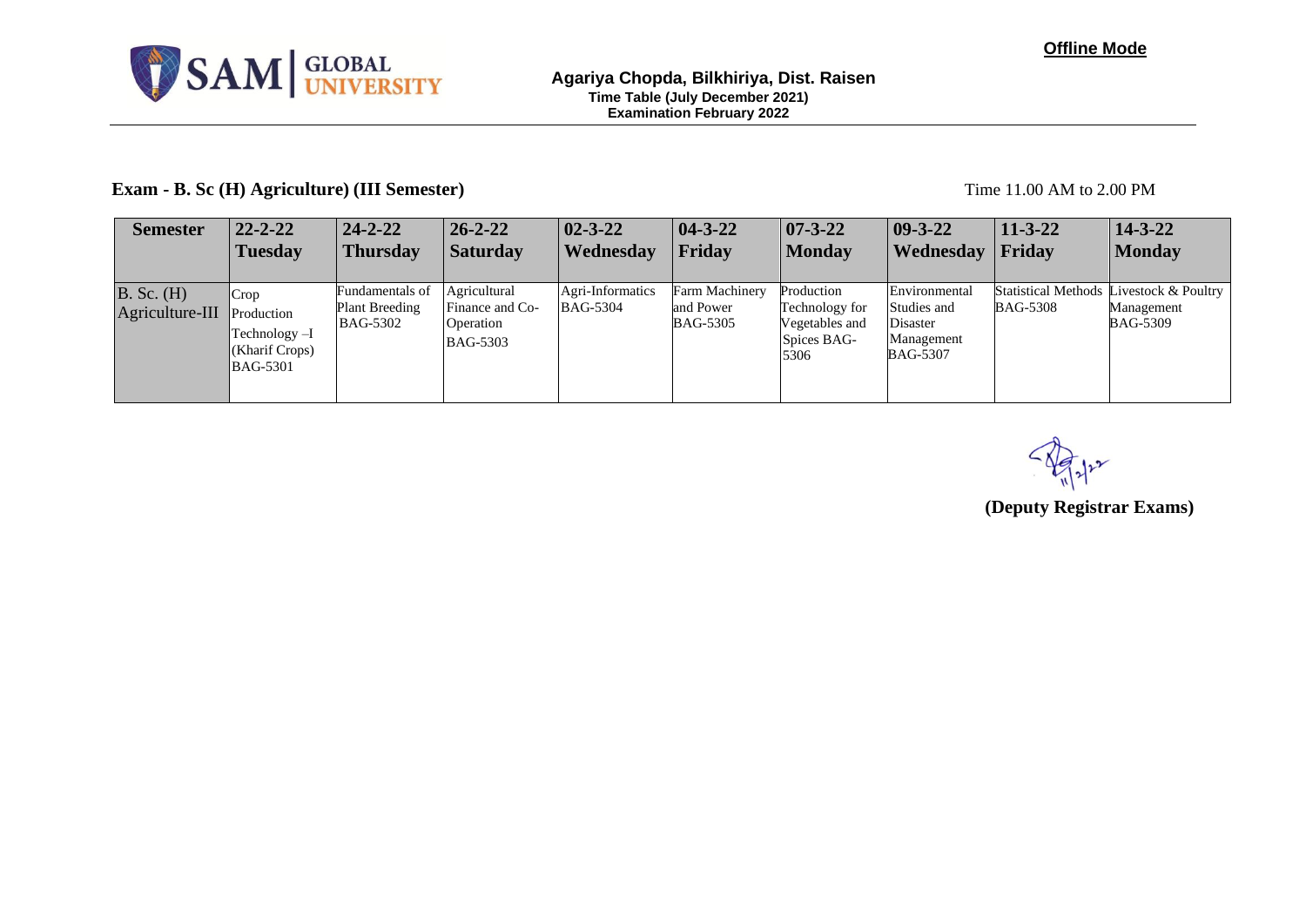**Offline Mode**

SAM GLOBAL UNIVERSITY

**Agariya Chopda, Bilkhiriya, Dist. Raisen**
**Time Table (July December 2021)**
**Examination February 2022**

**Exam - B. Sc (H) Agriculture) (III Semester)** Time 11.00 AM to 2.00 PM

| Semester | 22-2-22 Tuesday | 24-2-22 Thursday | 26-2-22 Saturday | 02-3-22 Wednesday | 04-3-22 Friday | 07-3-22 Monday | 09-3-22 Wednesday | 11-3-22 Friday | 14-3-22 Monday |
|---|---|---|---|---|---|---|---|---|---|
| B. Sc. (H) Agriculture-III | Crop Production Technology –I (Kharif Crops) BAG-5301 | Fundamentals of Plant Breeding BAG-5302 | Agricultural Finance and Co-Operation BAG-5303 | Agri-Informatics BAG-5304 | Farm Machinery and Power BAG-5305 | Production Technology for Vegetables and Spices BAG-5306 | Environmental Studies and Disaster Management BAG-5307 | Statistical Methods BAG-5308 | Livestock & Poultry Management BAG-5309 |

11/2/22

**(Deputy Registrar Exams)**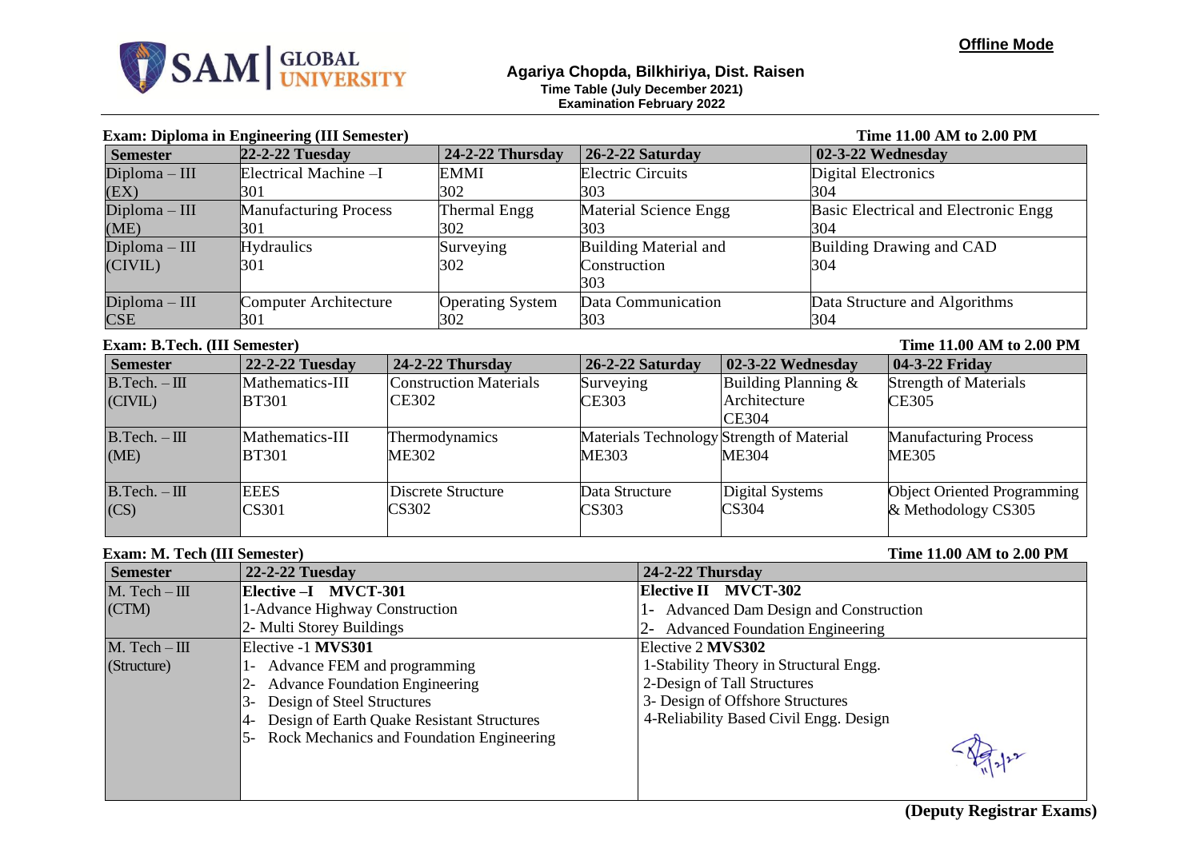**Offline Mode**

SAM GLOBAL UNIVERSITY

**Agariya Chopda, Bilkhiriya, Dist. Raisen**
**Time Table (July December 2021)**
**Examination February 2022**

**Exam: Diploma in Engineering (III Semester)** **Time 11.00 AM to 2.00 PM**

| Semester | 22-2-22 Tuesday | 24-2-22 Thursday | 26-2-22 Saturday | 02-3-22 Wednesday |
|---|---|---|---|---|
| Diploma – III (EX) | Electrical Machine –I 301 | EMMI 302 | Electric Circuits 303 | Digital Electronics 304 |
| Diploma – III (ME) | Manufacturing Process 301 | Thermal Engg 302 | Material Science Engg 303 | Basic Electrical and Electronic Engg 304 |
| Diploma – III (CIVIL) | Hydraulics 301 | Surveying 302 | Building Material and Construction 303 | Building Drawing and CAD 304 |
| Diploma – III CSE | Computer Architecture 301 | Operating System 302 | Data Communication 303 | Data Structure and Algorithms 304 |

**Exam: B.Tech. (III Semester)** **Time 11.00 AM to 2.00 PM**

| Semester | 22-2-22 Tuesday | 24-2-22 Thursday | 26-2-22 Saturday | 02-3-22 Wednesday | 04-3-22 Friday |
|---|---|---|---|---|---|
| B.Tech. – III (CIVIL) | Mathematics-III BT301 | Construction Materials CE302 | Surveying CE303 | Building Planning & Architecture CE304 | Strength of Materials CE305 |
| B.Tech. – III (ME) | Mathematics-III BT301 | Thermodynamics ME302 | Materials Technology ME303 | Strength of Material ME304 | Manufacturing Process ME305 |
| B.Tech. – III (CS) | EEES CS301 | Discrete Structure CS302 | Data Structure CS303 | Digital Systems CS304 | Object Oriented Programming & Methodology CS305 |

**Exam: M. Tech (III Semester)** **Time 11.00 AM to 2.00 PM**

| Semester | 22-2-22 Tuesday | 24-2-22 Thursday |
|---|---|---|
| M. Tech – III (CTM) | **Elective –I MVCT-301**<br>1-Advance Highway Construction<br>2- Multi Storey Buildings | **Elective II MVCT-302**<br>1- Advanced Dam Design and Construction<br>2- Advanced Foundation Engineering |
| M. Tech – III (Structure) | Elective -1 **MVS301**<br>1- Advance FEM and programming<br>2- Advance Foundation Engineering<br>3- Design of Steel Structures<br>4- Design of Earth Quake Resistant Structures<br>5- Rock Mechanics and Foundation Engineering | Elective 2 **MVS302**<br>1-Stability Theory in Structural Engg.<br>2-Design of Tall Structures<br>3- Design of Offshore Structures<br>4-Reliability Based Civil Engg. Design |

11/2/22

**(Deputy Registrar Exams)**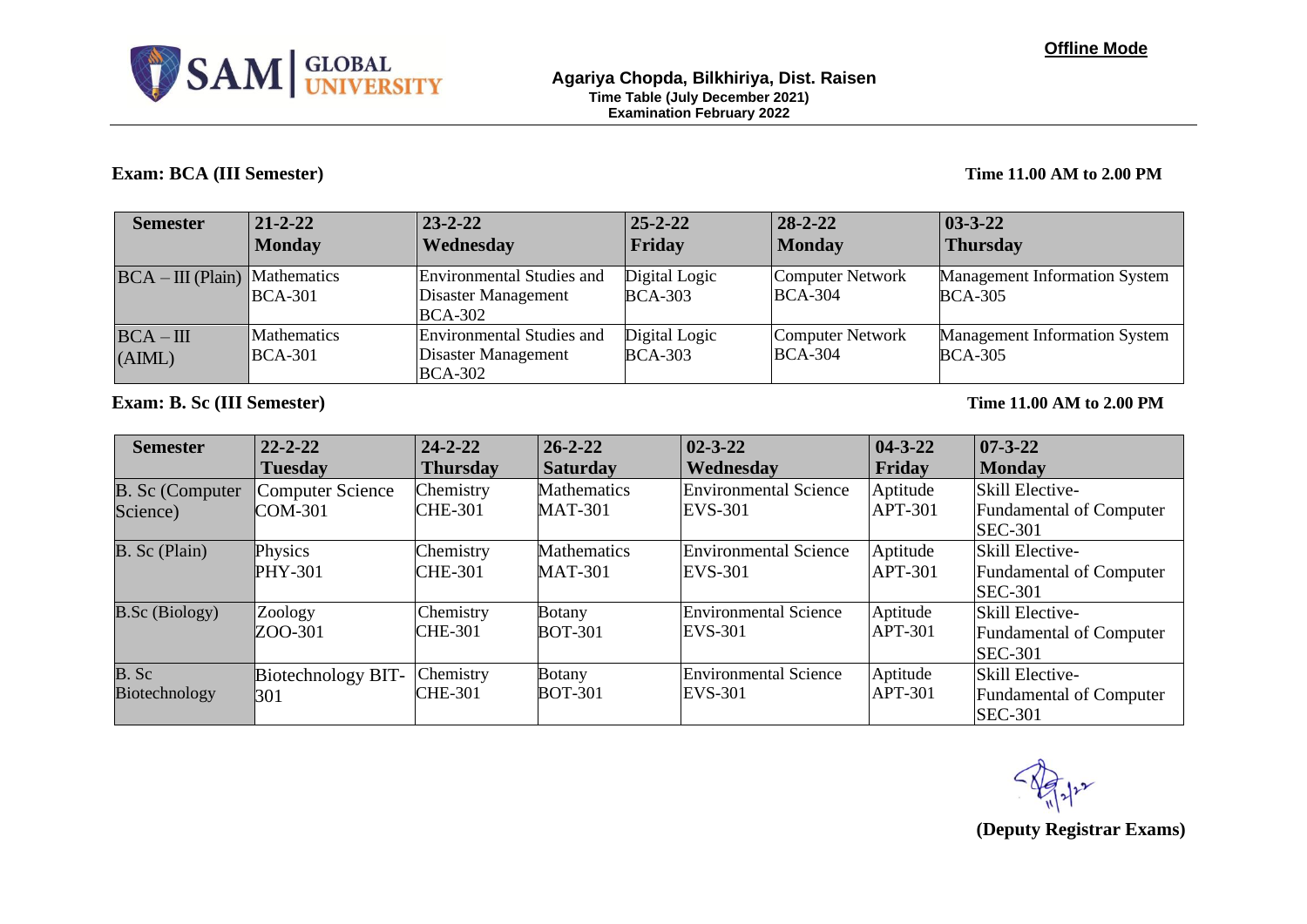**Offline Mode**

**Agariya Chopda, Bilkhiriya, Dist. Raisen**
**Time Table (July December 2021)**
**Examination February 2022**

**Exam: BCA (III Semester)** **Time 11.00 AM to 2.00 PM**

| Semester | 21-2-22 Monday | 23-2-22 Wednesday | 25-2-22 Friday | 28-2-22 Monday | 03-3-22 Thursday |
|---|---|---|---|---|---|
| BCA – III (Plain) | Mathematics BCA-301 | Environmental Studies and Disaster Management BCA-302 | Digital Logic BCA-303 | Computer Network BCA-304 | Management Information System BCA-305 |
| BCA – III (AIML) | Mathematics BCA-301 | Environmental Studies and Disaster Management BCA-302 | Digital Logic BCA-303 | Computer Network BCA-304 | Management Information System BCA-305 |

**Exam: B. Sc (III Semester)** **Time 11.00 AM to 2.00 PM**

| Semester | 22-2-22 Tuesday | 24-2-22 Thursday | 26-2-22 Saturday | 02-3-22 Wednesday | 04-3-22 Friday | 07-3-22 Monday |
|---|---|---|---|---|---|---|
| B. Sc (Computer Science) | Computer Science COM-301 | Chemistry CHE-301 | Mathematics MAT-301 | Environmental Science EVS-301 | Aptitude APT-301 | Skill Elective- Fundamental of Computer SEC-301 |
| B. Sc (Plain) | Physics PHY-301 | Chemistry CHE-301 | Mathematics MAT-301 | Environmental Science EVS-301 | Aptitude APT-301 | Skill Elective- Fundamental of Computer SEC-301 |
| B.Sc (Biology) | Zoology ZOO-301 | Chemistry CHE-301 | Botany BOT-301 | Environmental Science EVS-301 | Aptitude APT-301 | Skill Elective- Fundamental of Computer SEC-301 |
| B. Sc Biotechnology | Biotechnology BIT-301 | Chemistry CHE-301 | Botany BOT-301 | Environmental Science EVS-301 | Aptitude APT-301 | Skill Elective- Fundamental of Computer SEC-301 |

11/2/22

**(Deputy Registrar Exams)**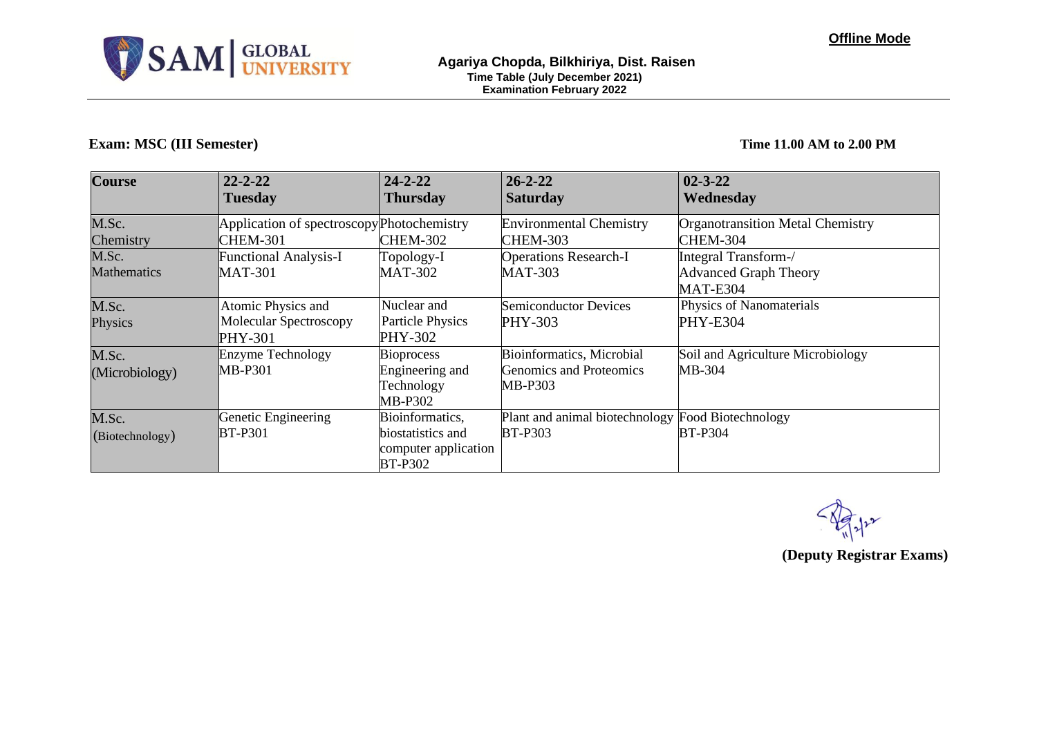**Offline Mode**

SAM | GLOBAL UNIVERSITY

**Agariya Chopda, Bilkhiriya, Dist. Raisen**
**Time Table (July December 2021)**
**Examination February 2022**

**Exam: MSC (III Semester)** **Time 11.00 AM to 2.00 PM**

| Course | 22-2-22 Tuesday | 24-2-22 Thursday | 26-2-22 Saturday | 02-3-22 Wednesday |
|---|---|---|---|---|
| M.Sc. Chemistry | Application of spectroscopy CHEM-301 | Photochemistry CHEM-302 | Environmental Chemistry CHEM-303 | Organotransition Metal Chemistry CHEM-304 |
| M.Sc. Mathematics | Functional Analysis-I MAT-301 | Topology-I MAT-302 | Operations Research-I MAT-303 | Integral Transform-/ Advanced Graph Theory MAT-E304 |
| M.Sc. Physics | Atomic Physics and Molecular Spectroscopy PHY-301 | Nuclear and Particle Physics PHY-302 | Semiconductor Devices PHY-303 | Physics of Nanomaterials PHY-E304 |
| M.Sc. (Microbiology) | Enzyme Technology MB-P301 | Bioprocess Engineering and Technology MB-P302 | Bioinformatics, Microbial Genomics and Proteomics MB-P303 | Soil and Agriculture Microbiology MB-304 |
| M.Sc. (Biotechnology) | Genetic Engineering BT-P301 | Bioinformatics, biostatistics and computer application BT-P302 | Plant and animal biotechnology BT-P303 | Food Biotechnology BT-P304 |

11/2/22

**(Deputy Registrar Exams)**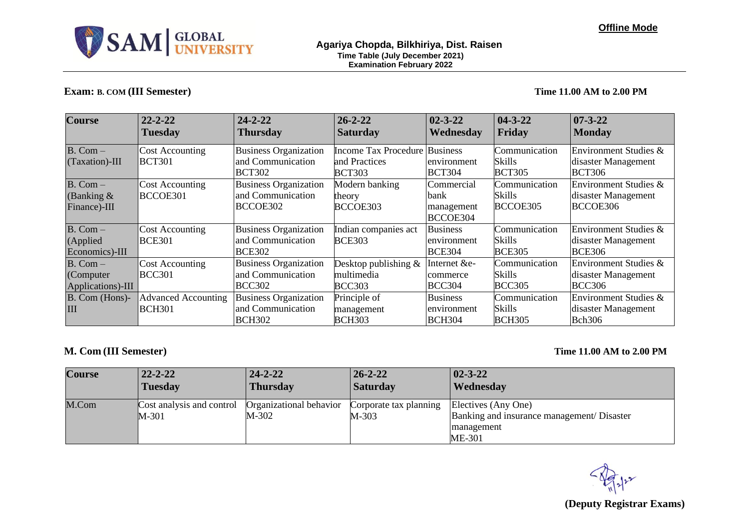**Offline Mode**

SAM GLOBAL UNIVERSITY

**Agariya Chopda, Bilkhiriya, Dist. Raisen**
**Time Table (July December 2021)**
**Examination February 2022**

**Exam: B. COM (III Semester)** **Time 11.00 AM to 2.00 PM**

| Course | 22-2-22 Tuesday | 24-2-22 Thursday | 26-2-22 Saturday | 02-3-22 Wednesday | 04-3-22 Friday | 07-3-22 Monday |
|---|---|---|---|---|---|---|
| B. Com – (Taxation)-III | Cost Accounting BCT301 | Business Organization and Communication BCT302 | Income Tax Procedure and Practices BCT303 | Business environment BCT304 | Communication Skills BCT305 | Environment Studies & disaster Management BCT306 |
| B. Com – (Banking & Finance)-III | Cost Accounting BCCOE301 | Business Organization and Communication BCCOE302 | Modern banking theory BCCOE303 | Commercial bank management BCCOE304 | Communication Skills BCCOE305 | Environment Studies & disaster Management BCCOE306 |
| B. Com – (Applied Economics)-III | Cost Accounting BCE301 | Business Organization and Communication BCE302 | Indian companies act BCE303 | Business environment BCE304 | Communication Skills BCE305 | Environment Studies & disaster Management BCE306 |
| B. Com – (Computer Applications)-III | Cost Accounting BCC301 | Business Organization and Communication BCC302 | Desktop publishing & multimedia BCC303 | Internet &e-commerce BCC304 | Communication Skills BCC305 | Environment Studies & disaster Management BCC306 |
| B. Com (Hons)-III | Advanced Accounting BCH301 | Business Organization and Communication BCH302 | Principle of management BCH303 | Business environment BCH304 | Communication Skills BCH305 | Environment Studies & disaster Management Bch306 |

**M. Com (III Semester)** **Time 11.00 AM to 2.00 PM**

| Course | 22-2-22 Tuesday | 24-2-22 Thursday | 26-2-22 Saturday | 02-3-22 Wednesday |
|---|---|---|---|---|
| M.Com | Cost analysis and control M-301 | Organizational behavior M-302 | Corporate tax planning M-303 | Electives (Any One) Banking and insurance management/ Disaster management ME-301 |

**(Deputy Registrar Exams)**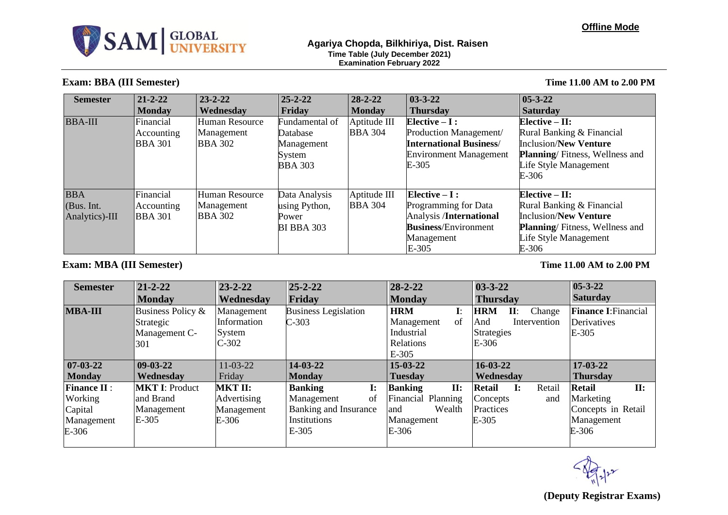**Offline Mode**

SAM GLOBAL UNIVERSITY

**Agariya Chopda, Bilkhiriya, Dist. Raisen**
**Time Table (July December 2021)**
**Examination February 2022**

**Exam: BBA (III Semester)** **Time 11.00 AM to 2.00 PM**

| **Semester** | **21-2-22 Monday** | **23-2-22 Wednesday** | **25-2-22 Friday** | **28-2-22 Monday** | **03-3-22 Thursday** | **05-3-22 Saturday** |
|---|---|---|---|---|---|---|
| BBA-III | Financial Accounting BBA 301 | Human Resource Management BBA 302 | Fundamental of Database Management System BBA 303 | Aptitude III BBA 304 | **Elective – I :** Production Management/ **International Business**/ Environment Management E-305 | **Elective – II:** Rural Banking & Financial Inclusion/**New Venture Planning**/ Fitness, Wellness and Life Style Management E-306 |
| BBA (Bus. Int. Analytics)-III | Financial Accounting BBA 301 | Human Resource Management BBA 302 | Data Analysis using Python, Power BI BBA 303 | Aptitude III BBA 304 | **Elective – I :** Programming for Data Analysis /**International Business**/Environment Management E-305 | **Elective – II:** Rural Banking & Financial Inclusion/**New Venture Planning**/ Fitness, Wellness and Life Style Management E-306 |

**Exam: MBA (III Semester)** **Time 11.00 AM to 2.00 PM**

| **Semester** | **21-2-22 Monday** | **23-2-22 Wednesday** | **25-2-22 Friday** | **28-2-22 Monday** | **03-3-22 Thursday** | **05-3-22 Saturday** |
|---|---|---|---|---|---|---|
| **MBA-III** | Business Policy & Strategic Management C-301 | Management Information System C-302 | Business Legislation C-303 | **HRM I**: Management of Industrial Relations E-305 | **HRM II**: Change And Intervention Strategies E-306 | **Finance I**:Financial Derivatives E-305 |
| **07-03-22 Monday** | **09-03-22 Wednesday** | 11-03-22 Friday | **14-03-22 Monday** | **15-03-22 Tuesday** | **16-03-22 Wednesday** | **17-03-22 Thursday** |
| **Finance II** : Working Capital Management E-306 | **MKT I**: Product and Brand Management E-305 | **MKT II:** Advertising Management E-306 | **Banking I:** Management of Banking and Insurance Institutions E-305 | **Banking II:** Financial Planning and Wealth Management E-306 | **Retail I:** Retail Concepts and Practices E-305 | **Retail II:** Marketing Concepts in Retail Management E-306 |

11/2/22

**(Deputy Registrar Exams)**